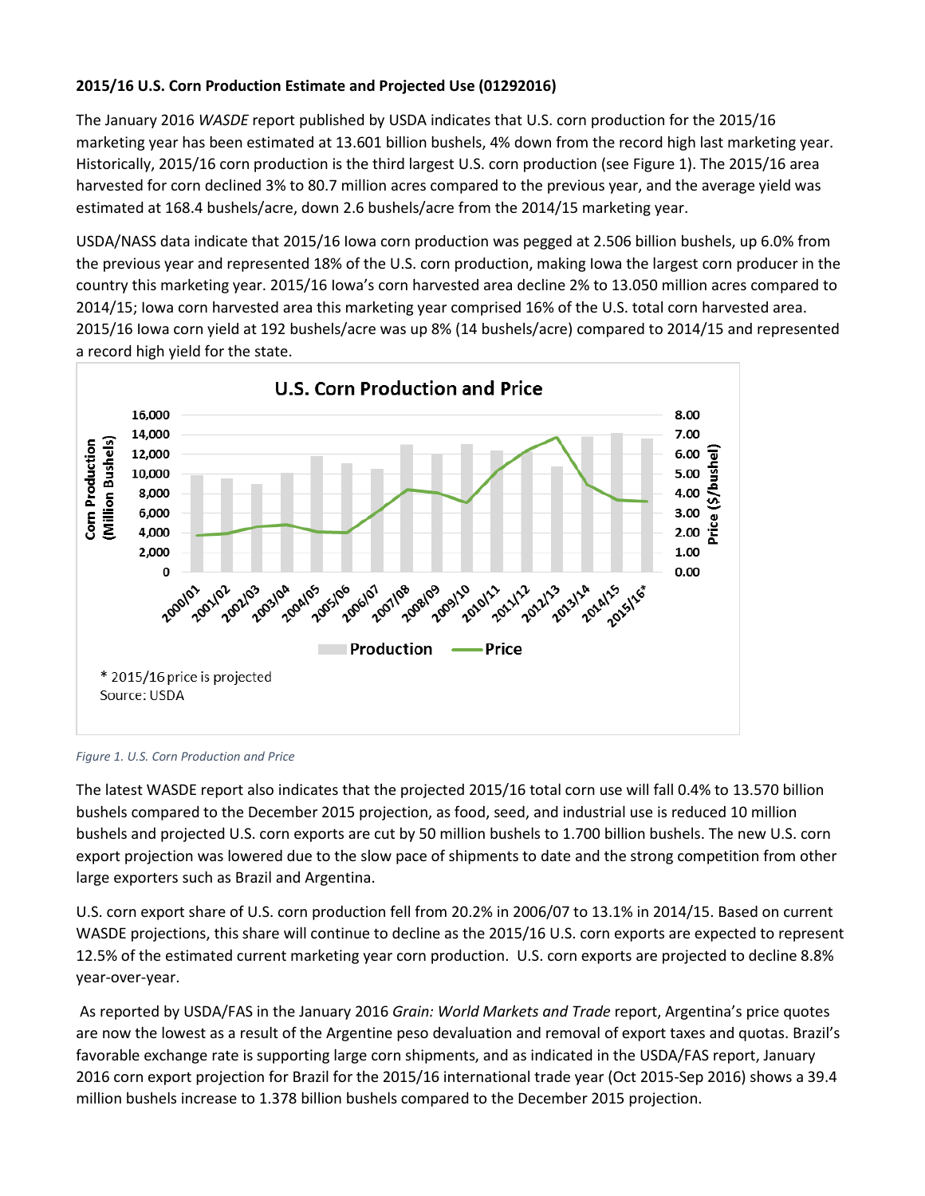**2015/16 U.S. Corn Production Estimate and Projected Use (01292016)**

The January 2016 *WASDE* report published by USDA indicates that U.S. corn production for the 2015/16 marketing year has been estimated at 13.601 billion bushels, 4% down from the record high last marketing year. Historically, 2015/16 corn production is the third largest U.S. corn production (see Figure 1). The 2015/16 area harvested for corn declined 3% to 80.7 million acres compared to the previous year, and the average yield was estimated at 168.4 bushels/acre, down 2.6 bushels/acre from the 2014/15 marketing year.

USDA/NASS data indicate that 2015/16 Iowa corn production was pegged at 2.506 billion bushels, up 6.0% from the previous year and represented 18% of the U.S. corn production, making Iowa the largest corn producer in the country this marketing year. 2015/16 Iowa's corn harvested area decline 2% to 13.050 million acres compared to 2014/15; Iowa corn harvested area this marketing year comprised 16% of the U.S. total corn harvested area. 2015/16 Iowa corn yield at 192 bushels/acre was up 8% (14 bushels/acre) compared to 2014/15 and represented a record high yield for the state.

U.S. Corn Production and Price

\* 2015/16 price is projected
Source: USDA

*Figure 1. U.S. Corn Production and Price*

The latest WASDE report also indicates that the projected 2015/16 total corn use will fall 0.4% to 13.570 billion bushels compared to the December 2015 projection, as food, seed, and industrial use is reduced 10 million bushels and projected U.S. corn exports are cut by 50 million bushels to 1.700 billion bushels. The new U.S. corn export projection was lowered due to the slow pace of shipments to date and the strong competition from other large exporters such as Brazil and Argentina.

U.S. corn export share of U.S. corn production fell from 20.2% in 2006/07 to 13.1% in 2014/15. Based on current WASDE projections, this share will continue to decline as the 2015/16 U.S. corn exports are expected to represent 12.5% of the estimated current marketing year corn production. U.S. corn exports are projected to decline 8.8% year-over-year.

As reported by USDA/FAS in the January 2016 *Grain: World Markets and Trade* report, Argentina's price quotes are now the lowest as a result of the Argentine peso devaluation and removal of export taxes and quotas. Brazil's favorable exchange rate is supporting large corn shipments, and as indicated in the USDA/FAS report, January 2016 corn export projection for Brazil for the 2015/16 international trade year (Oct 2015-Sep 2016) shows a 39.4 million bushels increase to 1.378 billion bushels compared to the December 2015 projection.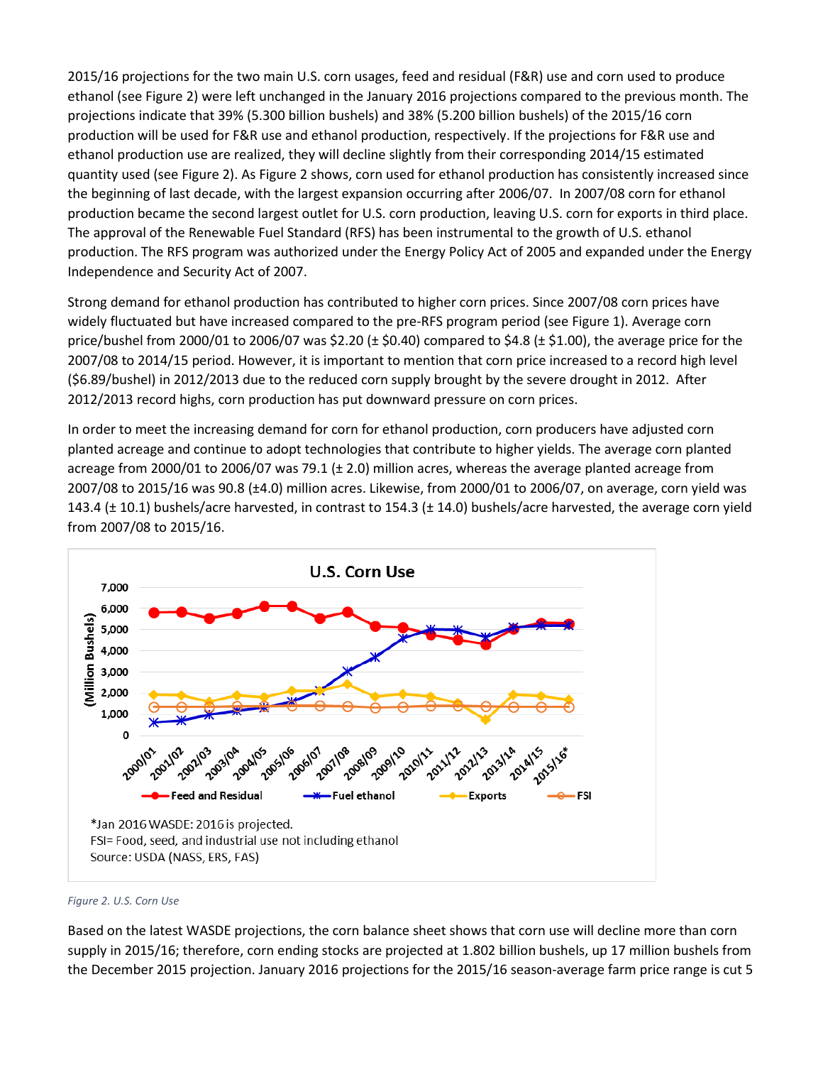2015/16 projections for the two main U.S. corn usages, feed and residual (F&R) use and corn used to produce ethanol (see Figure 2) were left unchanged in the January 2016 projections compared to the previous month. The projections indicate that 39% (5.300 billion bushels) and 38% (5.200 billion bushels) of the 2015/16 corn production will be used for F&R use and ethanol production, respectively. If the projections for F&R use and ethanol production use are realized, they will decline slightly from their corresponding 2014/15 estimated quantity used (see Figure 2). As Figure 2 shows, corn used for ethanol production has consistently increased since the beginning of last decade, with the largest expansion occurring after 2006/07. In 2007/08 corn for ethanol production became the second largest outlet for U.S. corn production, leaving U.S. corn for exports in third place. The approval of the Renewable Fuel Standard (RFS) has been instrumental to the growth of U.S. ethanol production. The RFS program was authorized under the Energy Policy Act of 2005 and expanded under the Energy Independence and Security Act of 2007.

Strong demand for ethanol production has contributed to higher corn prices. Since 2007/08 corn prices have widely fluctuated but have increased compared to the pre-RFS program period (see Figure 1). Average corn price/bushel from 2000/01 to 2006/07 was $2.20 (± $0.40) compared to $4.8 (± $1.00), the average price for the 2007/08 to 2014/15 period. However, it is important to mention that corn price increased to a record high level ($6.89/bushel) in 2012/2013 due to the reduced corn supply brought by the severe drought in 2012. After 2012/2013 record highs, corn production has put downward pressure on corn prices.

In order to meet the increasing demand for corn for ethanol production, corn producers have adjusted corn planted acreage and continue to adopt technologies that contribute to higher yields. The average corn planted acreage from 2000/01 to 2006/07 was 79.1 (± 2.0) million acres, whereas the average planted acreage from 2007/08 to 2015/16 was 90.8 (±4.0) million acres. Likewise, from 2000/01 to 2006/07, on average, corn yield was 143.4 (± 10.1) bushels/acre harvested, in contrast to 154.3 (± 14.0) bushels/acre harvested, the average corn yield from 2007/08 to 2015/16.

**U.S. Corn Use**

*Jan 2016 WASDE: 2016 is projected.
FSI= Food, seed, and industrial use not including ethanol
Source: USDA (NASS, ERS, FAS)

*Figure 2. U.S. Corn Use*

Based on the latest WASDE projections, the corn balance sheet shows that corn use will decline more than corn supply in 2015/16; therefore, corn ending stocks are projected at 1.802 billion bushels, up 17 million bushels from the December 2015 projection. January 2016 projections for the 2015/16 season-average farm price range is cut 5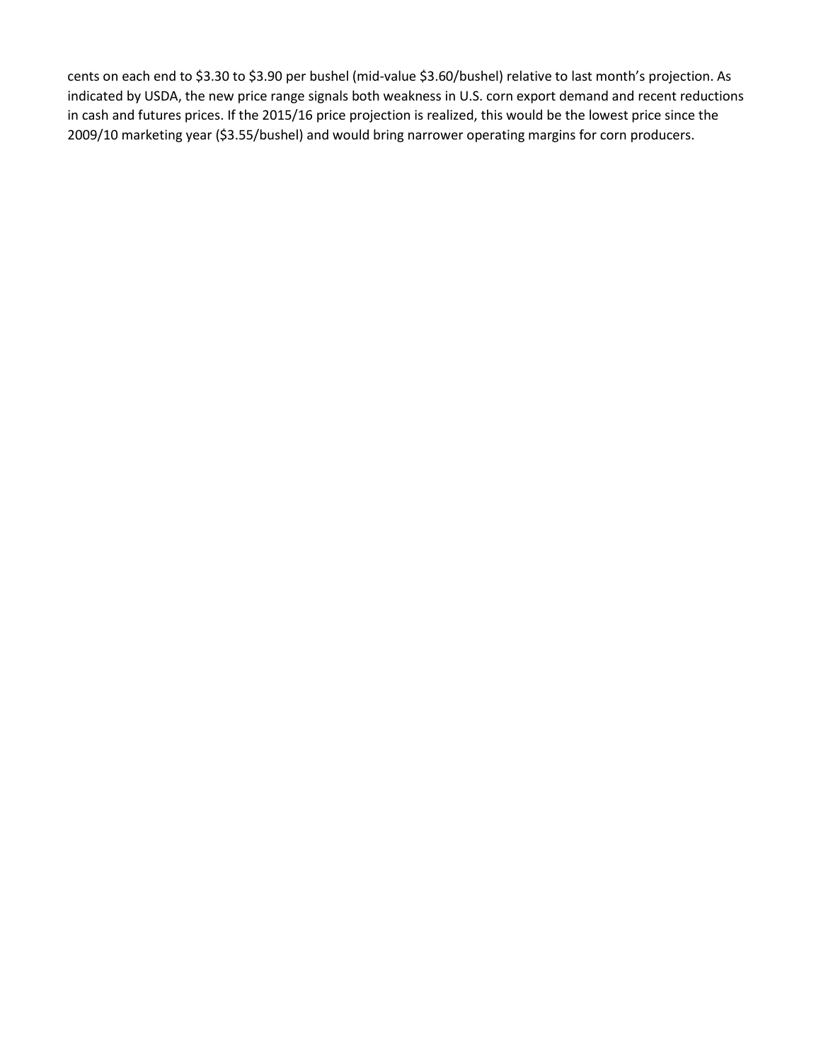cents on each end to $3.30 to $3.90 per bushel (mid-value $3.60/bushel) relative to last month's projection. As indicated by USDA, the new price range signals both weakness in U.S. corn export demand and recent reductions in cash and futures prices. If the 2015/16 price projection is realized, this would be the lowest price since the 2009/10 marketing year ($3.55/bushel) and would bring narrower operating margins for corn producers.